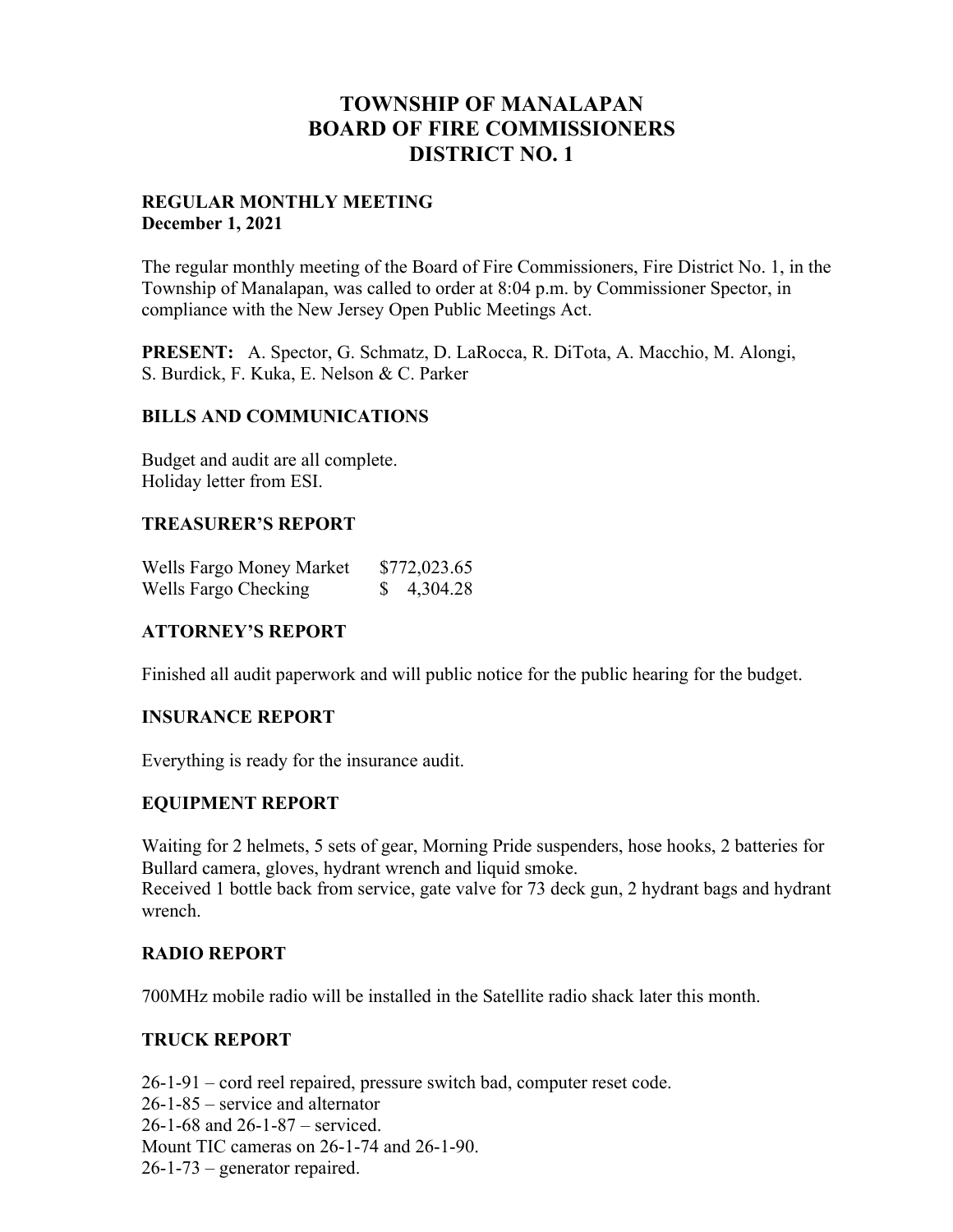# TOWNSHIP OF MANALAPAN
# BOARD OF FIRE COMMISSIONERS
# DISTRICT NO. 1

**REGULAR MONTHLY MEETING**
**December 1, 2021**

The regular monthly meeting of the Board of Fire Commissioners, Fire District No. 1, in the Township of Manalapan, was called to order at 8:04 p.m. by Commissioner Spector, in compliance with the New Jersey Open Public Meetings Act.

**PRESENT:** A. Spector, G. Schmatz, D. LaRocca, R. DiTota, A. Macchio, M. Alongi, S. Burdick, F. Kuka, E. Nelson & C. Parker

## BILLS AND COMMUNICATIONS

Budget and audit are all complete.
Holiday letter from ESI.

## TREASURER'S REPORT

| | |
|---|---|
| Wells Fargo Money Market | $772,023.65 |
| Wells Fargo Checking | $ 4,304.28 |

## ATTORNEY'S REPORT

Finished all audit paperwork and will public notice for the public hearing for the budget.

## INSURANCE REPORT

Everything is ready for the insurance audit.

## EQUIPMENT REPORT

Waiting for 2 helmets, 5 sets of gear, Morning Pride suspenders, hose hooks, 2 batteries for Bullard camera, gloves, hydrant wrench and liquid smoke.
Received 1 bottle back from service, gate valve for 73 deck gun, 2 hydrant bags and hydrant wrench.

## RADIO REPORT

700MHz mobile radio will be installed in the Satellite radio shack later this month.

## TRUCK REPORT

26-1-91 – cord reel repaired, pressure switch bad, computer reset code.
26-1-85 – service and alternator
26-1-68 and 26-1-87 – serviced.
Mount TIC cameras on 26-1-74 and 26-1-90.
26-1-73 – generator repaired.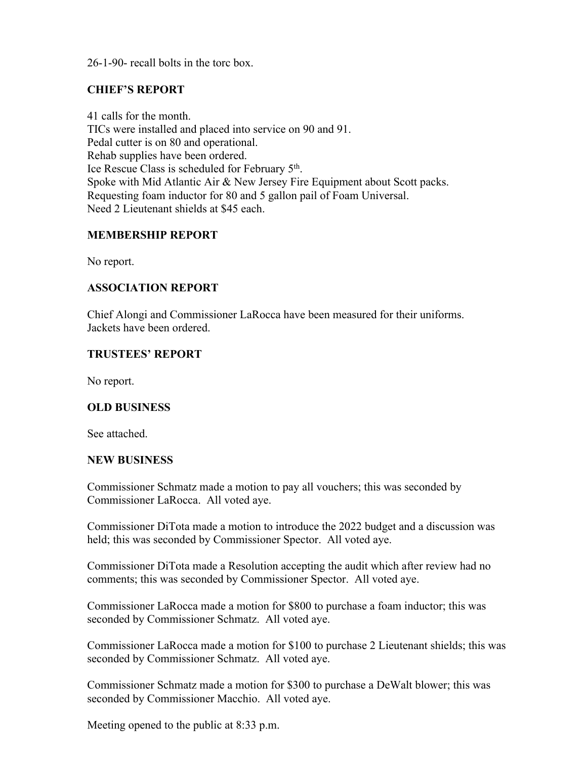26-1-90- recall bolts in the torc box.

## CHIEF'S REPORT

41 calls for the month.
TICs were installed and placed into service on 90 and 91.
Pedal cutter is on 80 and operational.
Rehab supplies have been ordered.
Ice Rescue Class is scheduled for February 5th.
Spoke with Mid Atlantic Air & New Jersey Fire Equipment about Scott packs.
Requesting foam inductor for 80 and 5 gallon pail of Foam Universal.
Need 2 Lieutenant shields at $45 each.

## MEMBERSHIP REPORT

No report.

## ASSOCIATION REPORT

Chief Alongi and Commissioner LaRocca have been measured for their uniforms.
Jackets have been ordered.

## TRUSTEES' REPORT

No report.

## OLD BUSINESS

See attached.

## NEW BUSINESS

Commissioner Schmatz made a motion to pay all vouchers; this was seconded by Commissioner LaRocca. All voted aye.

Commissioner DiTota made a motion to introduce the 2022 budget and a discussion was held; this was seconded by Commissioner Spector. All voted aye.

Commissioner DiTota made a Resolution accepting the audit which after review had no comments; this was seconded by Commissioner Spector. All voted aye.

Commissioner LaRocca made a motion for $800 to purchase a foam inductor; this was seconded by Commissioner Schmatz. All voted aye.

Commissioner LaRocca made a motion for $100 to purchase 2 Lieutenant shields; this was seconded by Commissioner Schmatz. All voted aye.

Commissioner Schmatz made a motion for $300 to purchase a DeWalt blower; this was seconded by Commissioner Macchio. All voted aye.

Meeting opened to the public at 8:33 p.m.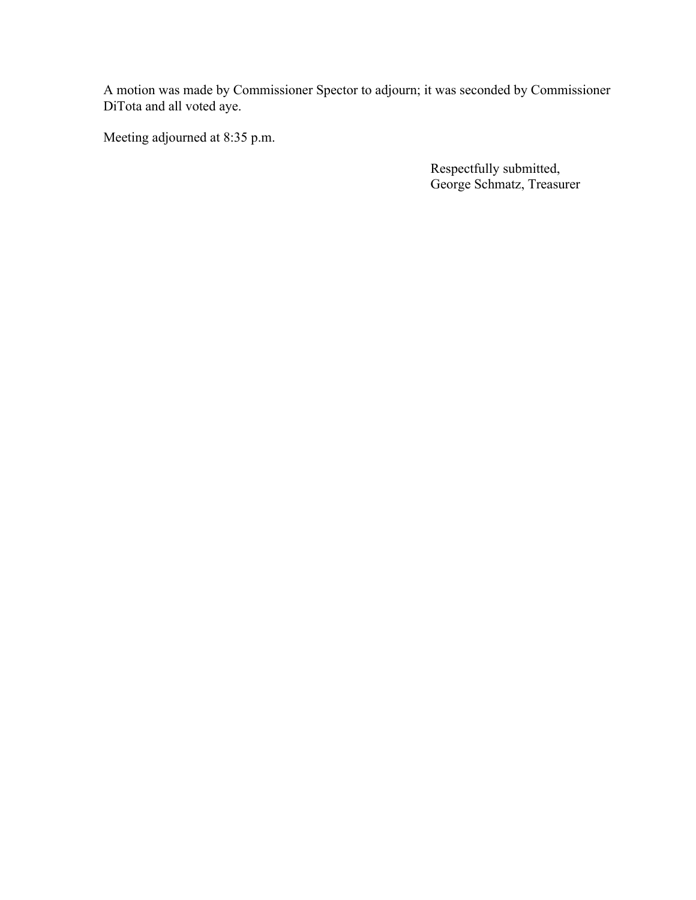A motion was made by Commissioner Spector to adjourn; it was seconded by Commissioner DiTota and all voted aye.

Meeting adjourned at 8:35 p.m.

Respectfully submitted,
George Schmatz, Treasurer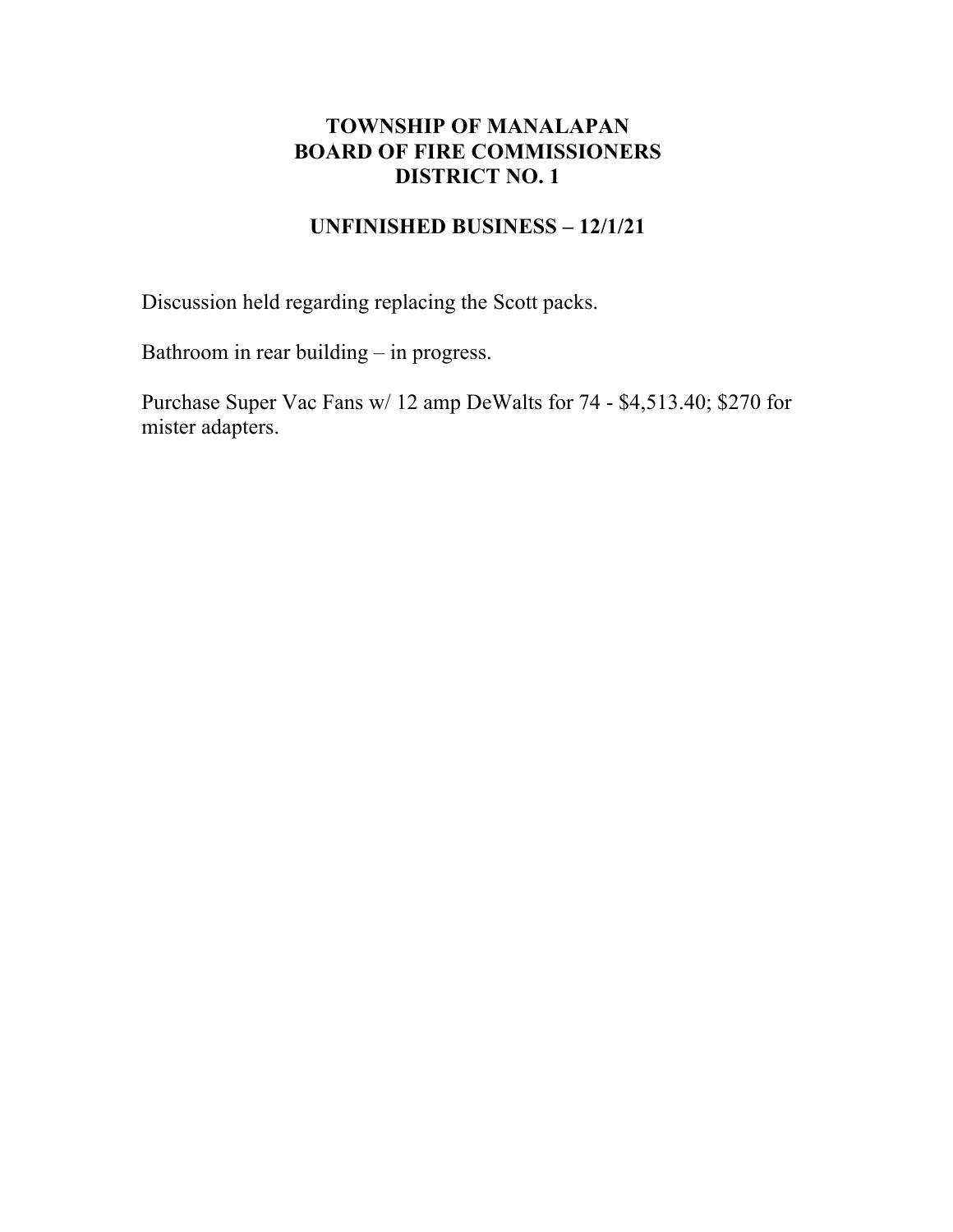# TOWNSHIP OF MANALAPAN
# BOARD OF FIRE COMMISSIONERS
# DISTRICT NO. 1

## UNFINISHED BUSINESS – 12/1/21

Discussion held regarding replacing the Scott packs.

Bathroom in rear building – in progress.

Purchase Super Vac Fans w/ 12 amp DeWalts for 74 - $4,513.40; $270 for mister adapters.